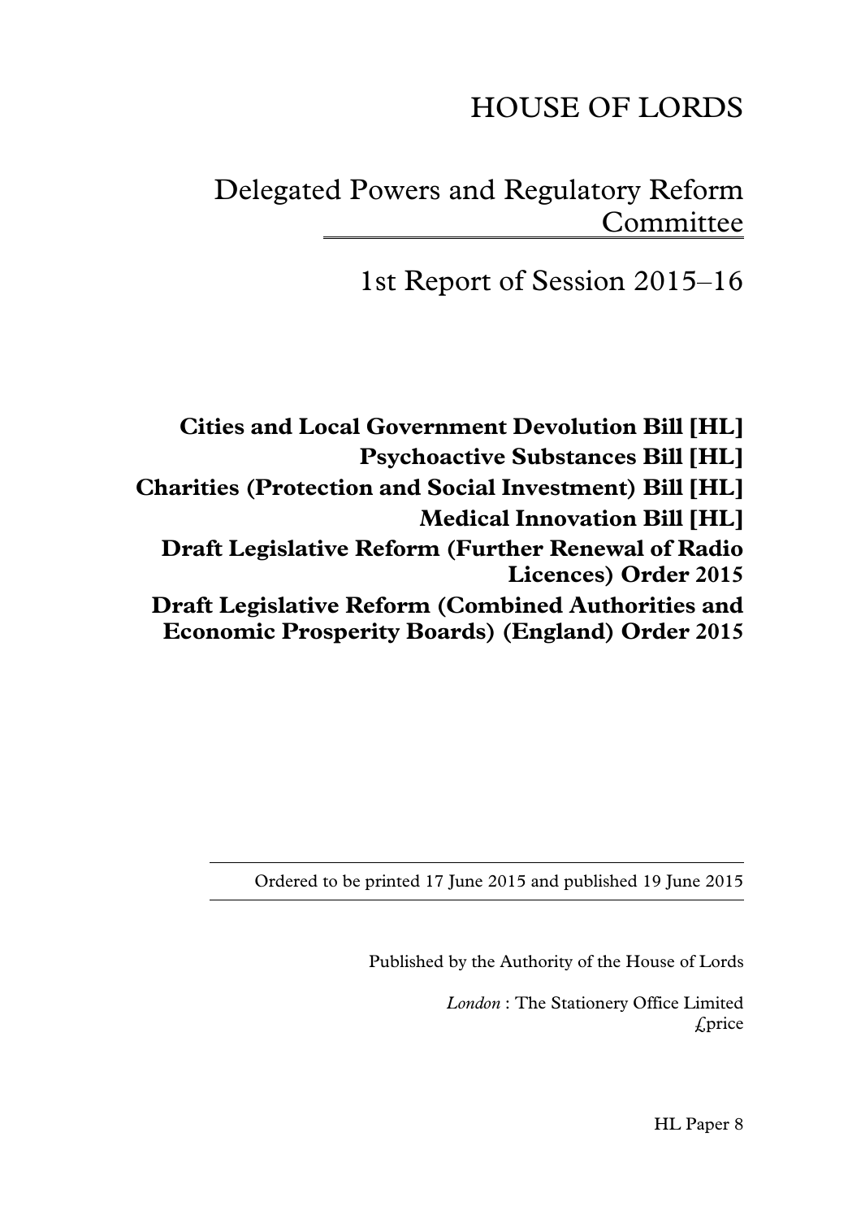# HOUSE OF LORDS

## Delegated Powers and Regulatory Reform Committee

## 1st Report of Session 2015–16

**Cities and Local Government Devolution Bill [HL]**

**Psychoactive Substances Bill [HL]**

**Charities (Protection and Social Investment) Bill [HL]**

**Medical Innovation Bill [HL]**

**Draft Legislative Reform (Further Renewal of Radio Licences) Order 2015**

**Draft Legislative Reform (Combined Authorities and Economic Prosperity Boards) (England) Order 2015**

---

Ordered to be printed 17 June 2015 and published 19 June 2015

---

Published by the Authority of the House of Lords

*London* : The Stationery Office Limited
£price

HL Paper 8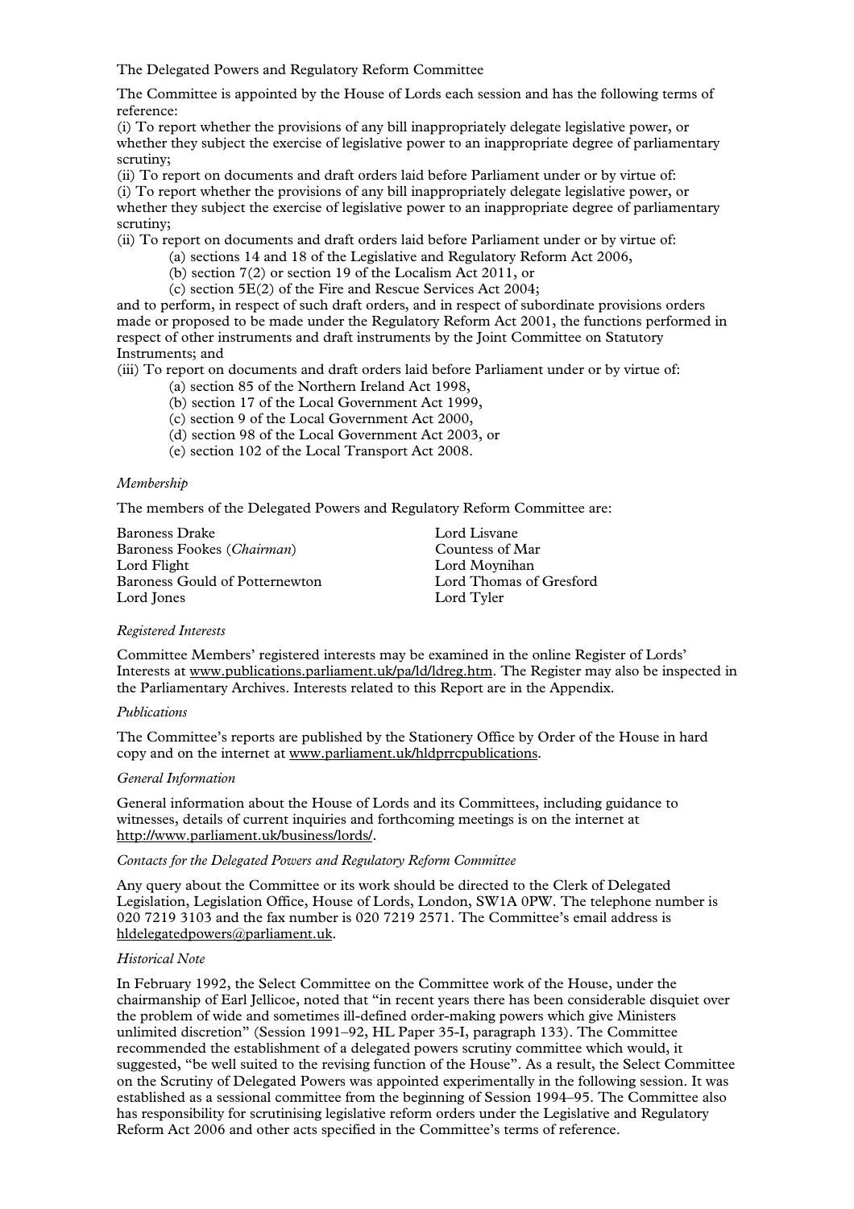The Delegated Powers and Regulatory Reform Committee

The Committee is appointed by the House of Lords each session and has the following terms of reference:

(i) To report whether the provisions of any bill inappropriately delegate legislative power, or whether they subject the exercise of legislative power to an inappropriate degree of parliamentary scrutiny;

(ii) To report on documents and draft orders laid before Parliament under or by virtue of:

(i) To report whether the provisions of any bill inappropriately delegate legislative power, or whether they subject the exercise of legislative power to an inappropriate degree of parliamentary scrutiny;

(ii) To report on documents and draft orders laid before Parliament under or by virtue of:

- (a) sections 14 and 18 of the Legislative and Regulatory Reform Act 2006,
- (b) section 7(2) or section 19 of the Localism Act 2011, or
- (c) section 5E(2) of the Fire and Rescue Services Act 2004;

and to perform, in respect of such draft orders, and in respect of subordinate provisions orders made or proposed to be made under the Regulatory Reform Act 2001, the functions performed in respect of other instruments and draft instruments by the Joint Committee on Statutory Instruments; and

(iii) To report on documents and draft orders laid before Parliament under or by virtue of:

- (a) section 85 of the Northern Ireland Act 1998,
- (b) section 17 of the Local Government Act 1999,
- (c) section 9 of the Local Government Act 2000,
- (d) section 98 of the Local Government Act 2003, or
- (e) section 102 of the Local Transport Act 2008.

*Membership*

The members of the Delegated Powers and Regulatory Reform Committee are:

Baroness Drake
Baroness Fookes (*Chairman*)
Lord Flight
Baroness Gould of Potternewton
Lord Jones
Lord Lisvane
Countess of Mar
Lord Moynihan
Lord Thomas of Gresford
Lord Tyler

*Registered Interests*

Committee Members' registered interests may be examined in the online Register of Lords' Interests at www.publications.parliament.uk/pa/ld/ldreg.htm. The Register may also be inspected in the Parliamentary Archives. Interests related to this Report are in the Appendix.

*Publications*

The Committee's reports are published by the Stationery Office by Order of the House in hard copy and on the internet at www.parliament.uk/hldprrcpublications.

*General Information*

General information about the House of Lords and its Committees, including guidance to witnesses, details of current inquiries and forthcoming meetings is on the internet at http://www.parliament.uk/business/lords/.

*Contacts for the Delegated Powers and Regulatory Reform Committee*

Any query about the Committee or its work should be directed to the Clerk of Delegated Legislation, Legislation Office, House of Lords, London, SW1A 0PW. The telephone number is 020 7219 3103 and the fax number is 020 7219 2571. The Committee's email address is hldelegatedpowers@parliament.uk.

*Historical Note*

In February 1992, the Select Committee on the Committee work of the House, under the chairmanship of Earl Jellicoe, noted that "in recent years there has been considerable disquiet over the problem of wide and sometimes ill-defined order-making powers which give Ministers unlimited discretion" (Session 1991–92, HL Paper 35-I, paragraph 133). The Committee recommended the establishment of a delegated powers scrutiny committee which would, it suggested, "be well suited to the revising function of the House". As a result, the Select Committee on the Scrutiny of Delegated Powers was appointed experimentally in the following session. It was established as a sessional committee from the beginning of Session 1994–95. The Committee also has responsibility for scrutinising legislative reform orders under the Legislative and Regulatory Reform Act 2006 and other acts specified in the Committee's terms of reference.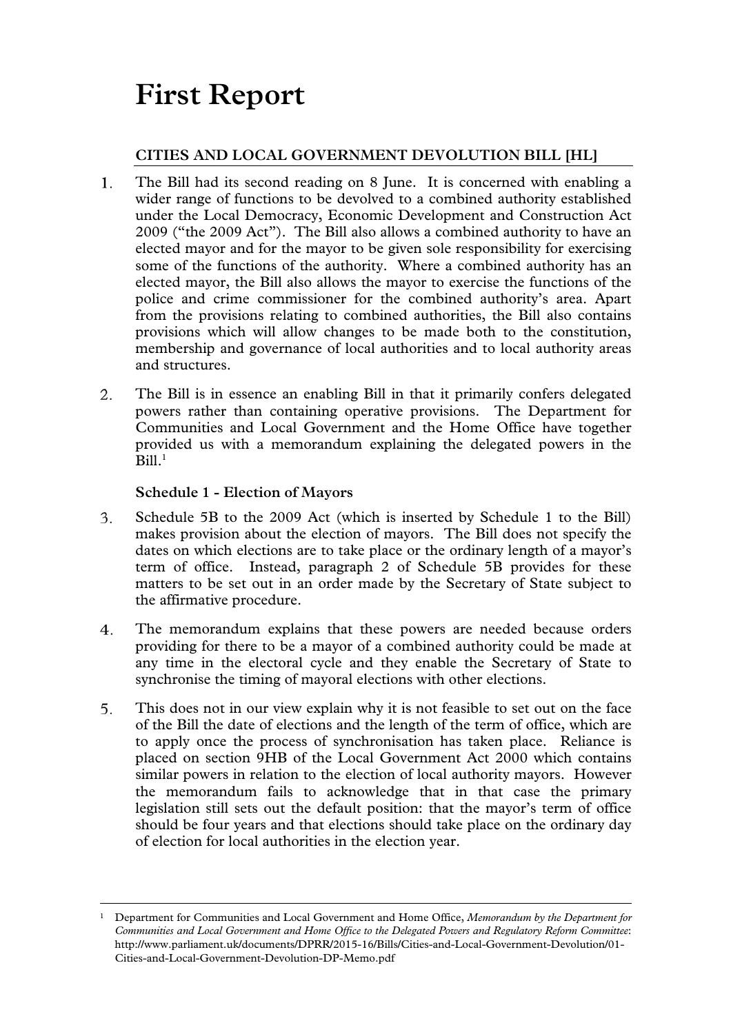# First Report

## CITIES AND LOCAL GOVERNMENT DEVOLUTION BILL [HL]

1. The Bill had its second reading on 8 June. It is concerned with enabling a wider range of functions to be devolved to a combined authority established under the Local Democracy, Economic Development and Construction Act 2009 ("the 2009 Act"). The Bill also allows a combined authority to have an elected mayor and for the mayor to be given sole responsibility for exercising some of the functions of the authority. Where a combined authority has an elected mayor, the Bill also allows the mayor to exercise the functions of the police and crime commissioner for the combined authority's area. Apart from the provisions relating to combined authorities, the Bill also contains provisions which will allow changes to be made both to the constitution, membership and governance of local authorities and to local authority areas and structures.

2. The Bill is in essence an enabling Bill in that it primarily confers delegated powers rather than containing operative provisions. The Department for Communities and Local Government and the Home Office have together provided us with a memorandum explaining the delegated powers in the Bill.[1]

### Schedule 1 - Election of Mayors

3. Schedule 5B to the 2009 Act (which is inserted by Schedule 1 to the Bill) makes provision about the election of mayors. The Bill does not specify the dates on which elections are to take place or the ordinary length of a mayor's term of office. Instead, paragraph 2 of Schedule 5B provides for these matters to be set out in an order made by the Secretary of State subject to the affirmative procedure.

4. The memorandum explains that these powers are needed because orders providing for there to be a mayor of a combined authority could be made at any time in the electoral cycle and they enable the Secretary of State to synchronise the timing of mayoral elections with other elections.

5. This does not in our view explain why it is not feasible to set out on the face of the Bill the date of elections and the length of the term of office, which are to apply once the process of synchronisation has taken place. Reliance is placed on section 9HB of the Local Government Act 2000 which contains similar powers in relation to the election of local authority mayors. However the memorandum fails to acknowledge that in that case the primary legislation still sets out the default position: that the mayor's term of office should be four years and that elections should take place on the ordinary day of election for local authorities in the election year.

---

[1] Department for Communities and Local Government and Home Office, *Memorandum by the Department for Communities and Local Government and Home Office to the Delegated Powers and Regulatory Reform Committee*: http://www.parliament.uk/documents/DPRR/2015-16/Bills/Cities-and-Local-Government-Devolution/01-Cities-and-Local-Government-Devolution-DP-Memo.pdf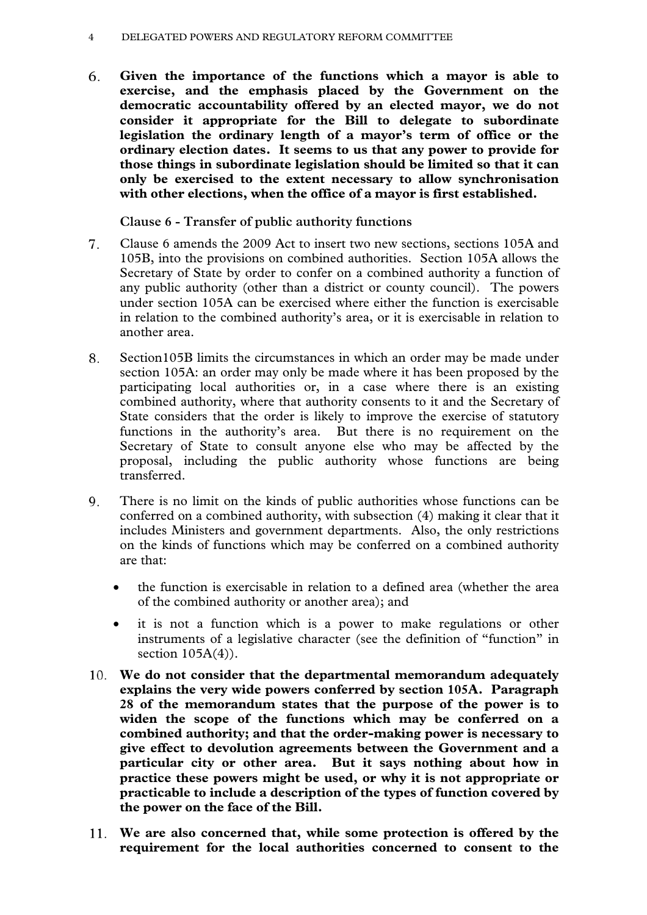6. **Given the importance of the functions which a mayor is able to exercise, and the emphasis placed by the Government on the democratic accountability offered by an elected mayor, we do not consider it appropriate for the Bill to delegate to subordinate legislation the ordinary length of a mayor's term of office or the ordinary election dates. It seems to us that any power to provide for those things in subordinate legislation should be limited so that it can only be exercised to the extent necessary to allow synchronisation with other elections, when the office of a mayor is first established.**

**Clause 6 - Transfer of public authority functions**

7. Clause 6 amends the 2009 Act to insert two new sections, sections 105A and 105B, into the provisions on combined authorities. Section 105A allows the Secretary of State by order to confer on a combined authority a function of any public authority (other than a district or county council). The powers under section 105A can be exercised where either the function is exercisable in relation to the combined authority's area, or it is exercisable in relation to another area.

8. Section105B limits the circumstances in which an order may be made under section 105A: an order may only be made where it has been proposed by the participating local authorities or, in a case where there is an existing combined authority, where that authority consents to it and the Secretary of State considers that the order is likely to improve the exercise of statutory functions in the authority's area. But there is no requirement on the Secretary of State to consult anyone else who may be affected by the proposal, including the public authority whose functions are being transferred.

9. There is no limit on the kinds of public authorities whose functions can be conferred on a combined authority, with subsection (4) making it clear that it includes Ministers and government departments. Also, the only restrictions on the kinds of functions which may be conferred on a combined authority are that:

   - the function is exercisable in relation to a defined area (whether the area of the combined authority or another area); and
   - it is not a function which is a power to make regulations or other instruments of a legislative character (see the definition of "function" in section 105A(4)).

10. **We do not consider that the departmental memorandum adequately explains the very wide powers conferred by section 105A. Paragraph 28 of the memorandum states that the purpose of the power is to widen the scope of the functions which may be conferred on a combined authority; and that the order-making power is necessary to give effect to devolution agreements between the Government and a particular city or other area. But it says nothing about how in practice these powers might be used, or why it is not appropriate or practicable to include a description of the types of function covered by the power on the face of the Bill.**

11. **We are also concerned that, while some protection is offered by the requirement for the local authorities concerned to consent to the**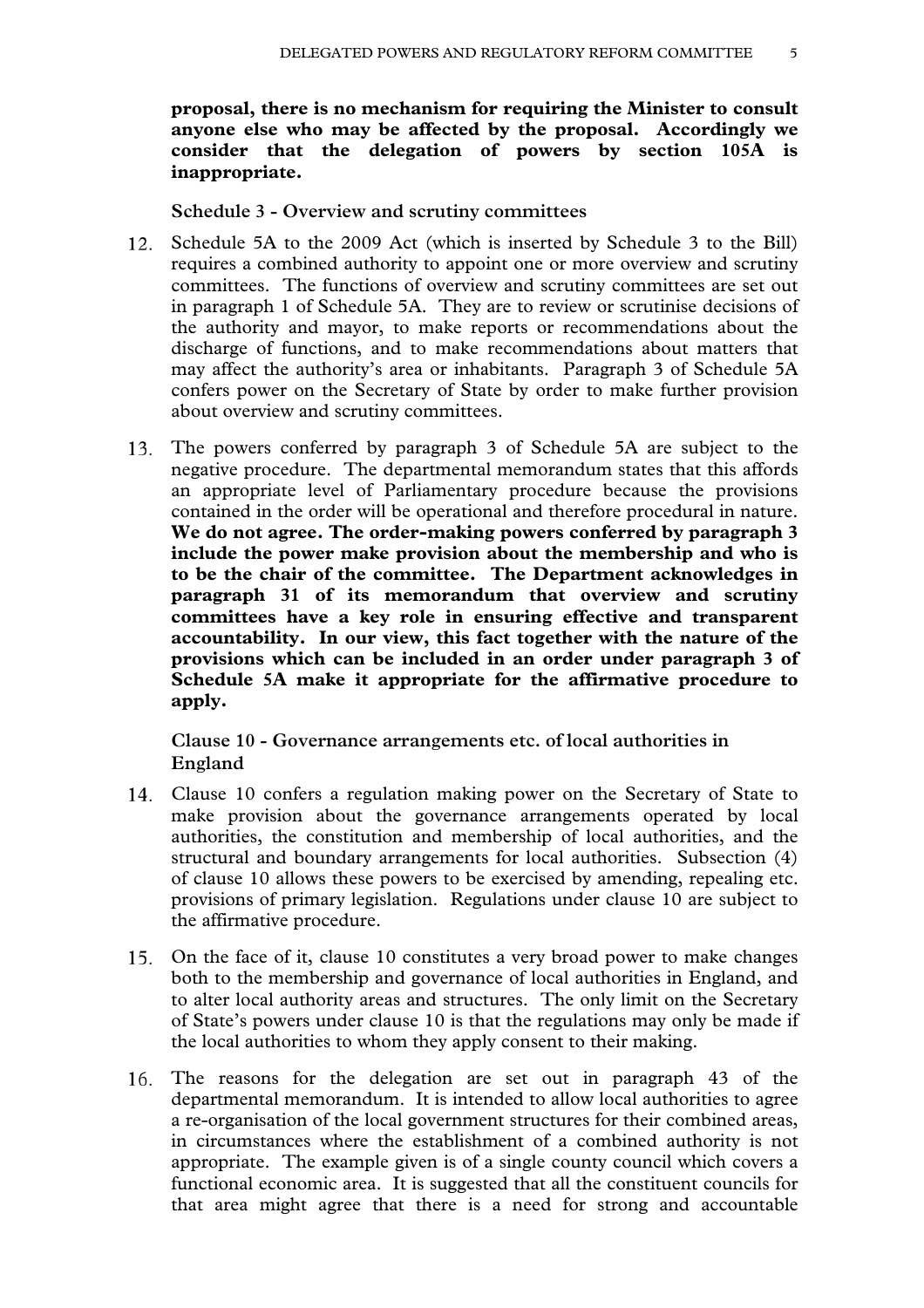**proposal, there is no mechanism for requiring the Minister to consult anyone else who may be affected by the proposal. Accordingly we consider that the delegation of powers by section 105A is inappropriate.**

**Schedule 3 - Overview and scrutiny committees**

12. Schedule 5A to the 2009 Act (which is inserted by Schedule 3 to the Bill) requires a combined authority to appoint one or more overview and scrutiny committees. The functions of overview and scrutiny committees are set out in paragraph 1 of Schedule 5A. They are to review or scrutinise decisions of the authority and mayor, to make reports or recommendations about the discharge of functions, and to make recommendations about matters that may affect the authority's area or inhabitants. Paragraph 3 of Schedule 5A confers power on the Secretary of State by order to make further provision about overview and scrutiny committees.

13. The powers conferred by paragraph 3 of Schedule 5A are subject to the negative procedure. The departmental memorandum states that this affords an appropriate level of Parliamentary procedure because the provisions contained in the order will be operational and therefore procedural in nature. **We do not agree. The order-making powers conferred by paragraph 3 include the power make provision about the membership and who is to be the chair of the committee. The Department acknowledges in paragraph 31 of its memorandum that overview and scrutiny committees have a key role in ensuring effective and transparent accountability. In our view, this fact together with the nature of the provisions which can be included in an order under paragraph 3 of Schedule 5A make it appropriate for the affirmative procedure to apply.**

**Clause 10 - Governance arrangements etc. of local authorities in England**

14. Clause 10 confers a regulation making power on the Secretary of State to make provision about the governance arrangements operated by local authorities, the constitution and membership of local authorities, and the structural and boundary arrangements for local authorities. Subsection (4) of clause 10 allows these powers to be exercised by amending, repealing etc. provisions of primary legislation. Regulations under clause 10 are subject to the affirmative procedure.

15. On the face of it, clause 10 constitutes a very broad power to make changes both to the membership and governance of local authorities in England, and to alter local authority areas and structures. The only limit on the Secretary of State's powers under clause 10 is that the regulations may only be made if the local authorities to whom they apply consent to their making.

16. The reasons for the delegation are set out in paragraph 43 of the departmental memorandum. It is intended to allow local authorities to agree a re-organisation of the local government structures for their combined areas, in circumstances where the establishment of a combined authority is not appropriate. The example given is of a single county council which covers a functional economic area. It is suggested that all the constituent councils for that area might agree that there is a need for strong and accountable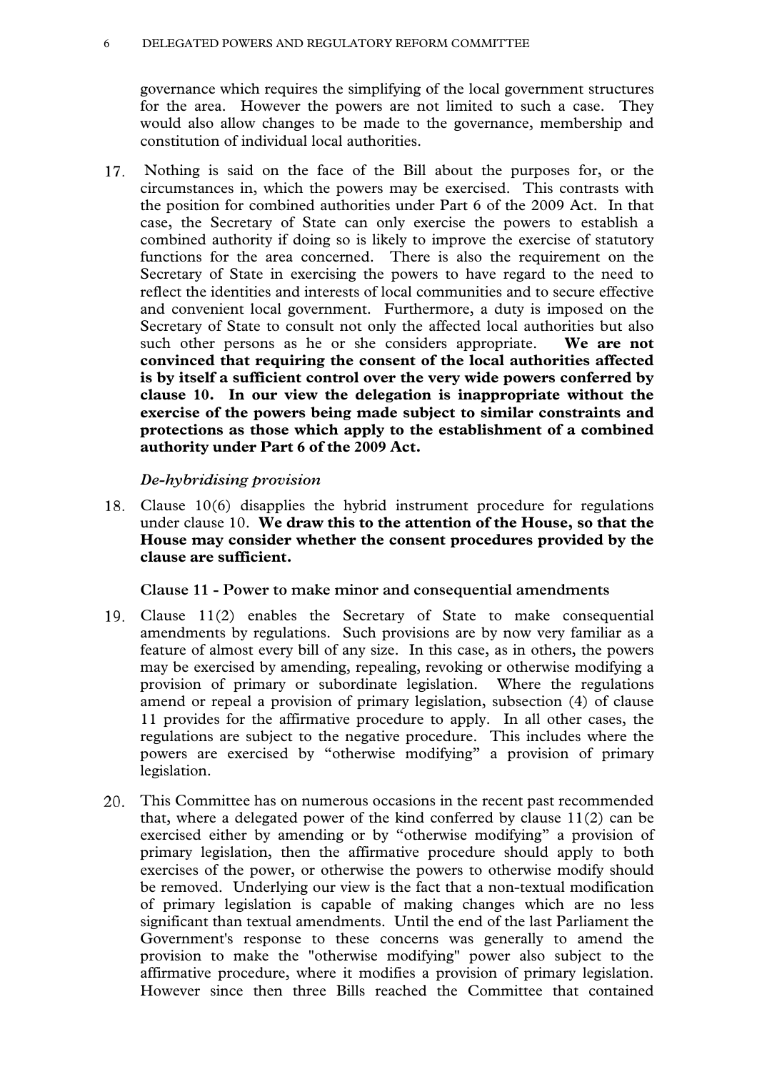governance which requires the simplifying of the local government structures for the area. However the powers are not limited to such a case. They would also allow changes to be made to the governance, membership and constitution of individual local authorities.

17. Nothing is said on the face of the Bill about the purposes for, or the circumstances in, which the powers may be exercised. This contrasts with the position for combined authorities under Part 6 of the 2009 Act. In that case, the Secretary of State can only exercise the powers to establish a combined authority if doing so is likely to improve the exercise of statutory functions for the area concerned. There is also the requirement on the Secretary of State in exercising the powers to have regard to the need to reflect the identities and interests of local communities and to secure effective and convenient local government. Furthermore, a duty is imposed on the Secretary of State to consult not only the affected local authorities but also such other persons as he or she considers appropriate. **We are not convinced that requiring the consent of the local authorities affected is by itself a sufficient control over the very wide powers conferred by clause 10. In our view the delegation is inappropriate without the exercise of the powers being made subject to similar constraints and protections as those which apply to the establishment of a combined authority under Part 6 of the 2009 Act.**

*De-hybridising provision*

18. Clause 10(6) disapplies the hybrid instrument procedure for regulations under clause 10. **We draw this to the attention of the House, so that the House may consider whether the consent procedures provided by the clause are sufficient.**

**Clause 11 - Power to make minor and consequential amendments**

19. Clause 11(2) enables the Secretary of State to make consequential amendments by regulations. Such provisions are by now very familiar as a feature of almost every bill of any size. In this case, as in others, the powers may be exercised by amending, repealing, revoking or otherwise modifying a provision of primary or subordinate legislation. Where the regulations amend or repeal a provision of primary legislation, subsection (4) of clause 11 provides for the affirmative procedure to apply. In all other cases, the regulations are subject to the negative procedure. This includes where the powers are exercised by "otherwise modifying" a provision of primary legislation.

20. This Committee has on numerous occasions in the recent past recommended that, where a delegated power of the kind conferred by clause 11(2) can be exercised either by amending or by "otherwise modifying" a provision of primary legislation, then the affirmative procedure should apply to both exercises of the power, or otherwise the powers to otherwise modify should be removed. Underlying our view is the fact that a non-textual modification of primary legislation is capable of making changes which are no less significant than textual amendments. Until the end of the last Parliament the Government's response to these concerns was generally to amend the provision to make the "otherwise modifying" power also subject to the affirmative procedure, where it modifies a provision of primary legislation. However since then three Bills reached the Committee that contained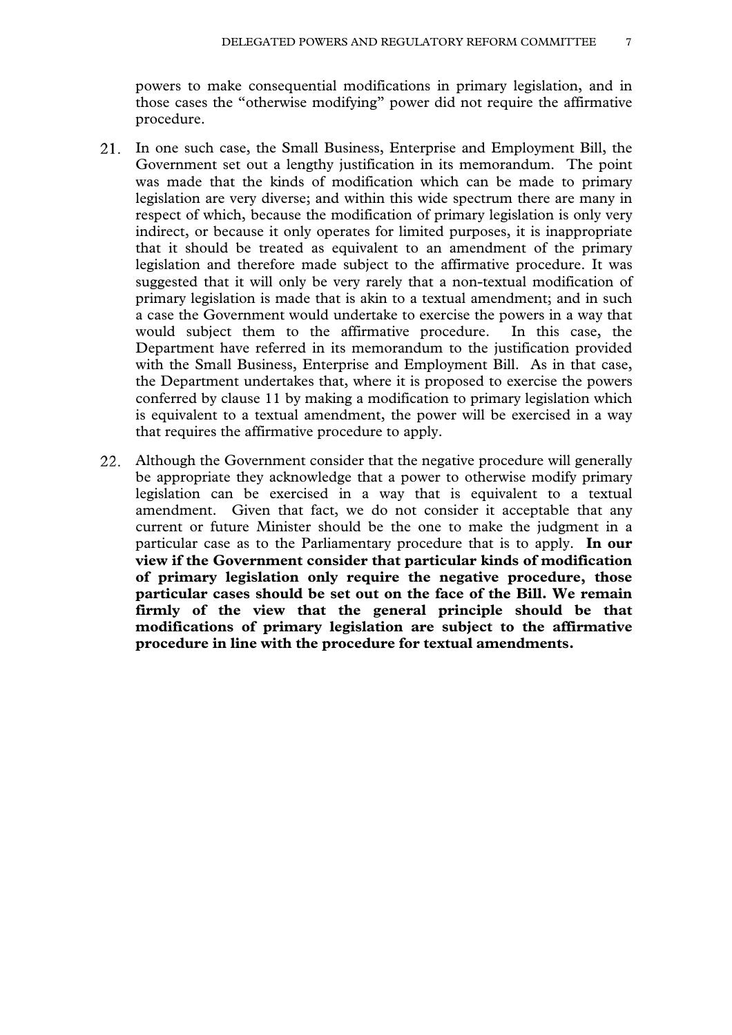powers to make consequential modifications in primary legislation, and in those cases the "otherwise modifying" power did not require the affirmative procedure.

21. In one such case, the Small Business, Enterprise and Employment Bill, the Government set out a lengthy justification in its memorandum. The point was made that the kinds of modification which can be made to primary legislation are very diverse; and within this wide spectrum there are many in respect of which, because the modification of primary legislation is only very indirect, or because it only operates for limited purposes, it is inappropriate that it should be treated as equivalent to an amendment of the primary legislation and therefore made subject to the affirmative procedure. It was suggested that it will only be very rarely that a non-textual modification of primary legislation is made that is akin to a textual amendment; and in such a case the Government would undertake to exercise the powers in a way that would subject them to the affirmative procedure. In this case, the Department have referred in its memorandum to the justification provided with the Small Business, Enterprise and Employment Bill. As in that case, the Department undertakes that, where it is proposed to exercise the powers conferred by clause 11 by making a modification to primary legislation which is equivalent to a textual amendment, the power will be exercised in a way that requires the affirmative procedure to apply.

22. Although the Government consider that the negative procedure will generally be appropriate they acknowledge that a power to otherwise modify primary legislation can be exercised in a way that is equivalent to a textual amendment. Given that fact, we do not consider it acceptable that any current or future Minister should be the one to make the judgment in a particular case as to the Parliamentary procedure that is to apply. **In our view if the Government consider that particular kinds of modification of primary legislation only require the negative procedure, those particular cases should be set out on the face of the Bill. We remain firmly of the view that the general principle should be that modifications of primary legislation are subject to the affirmative procedure in line with the procedure for textual amendments.**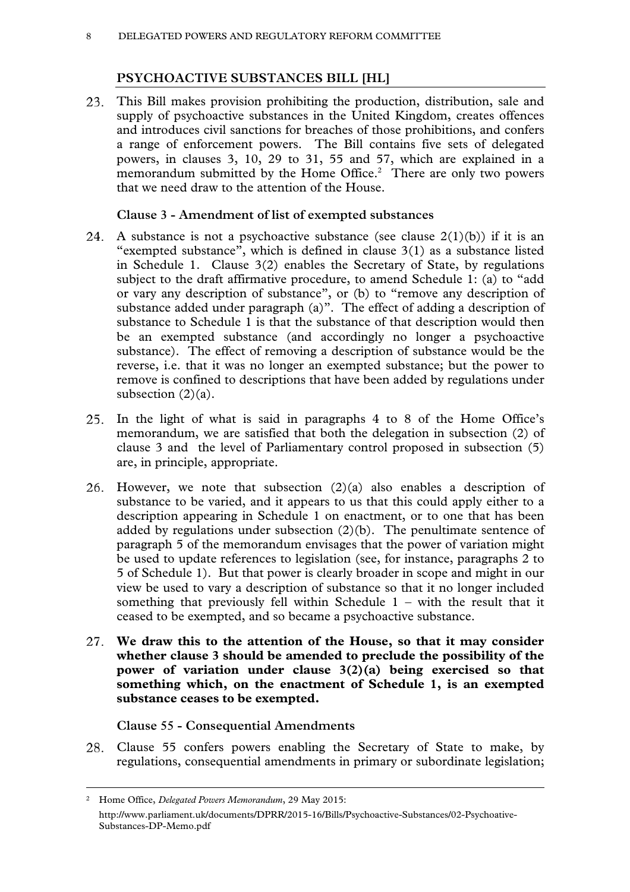## PSYCHOACTIVE SUBSTANCES BILL [HL]

23. This Bill makes provision prohibiting the production, distribution, sale and supply of psychoactive substances in the United Kingdom, creates offences and introduces civil sanctions for breaches of those prohibitions, and confers a range of enforcement powers. The Bill contains five sets of delegated powers, in clauses 3, 10, 29 to 31, 55 and 57, which are explained in a memorandum submitted by the Home Office.[2] There are only two powers that we need draw to the attention of the House.

### Clause 3 - Amendment of list of exempted substances

24. A substance is not a psychoactive substance (see clause 2(1)(b)) if it is an "exempted substance", which is defined in clause 3(1) as a substance listed in Schedule 1. Clause 3(2) enables the Secretary of State, by regulations subject to the draft affirmative procedure, to amend Schedule 1: (a) to "add or vary any description of substance", or (b) to "remove any description of substance added under paragraph (a)". The effect of adding a description of substance to Schedule 1 is that the substance of that description would then be an exempted substance (and accordingly no longer a psychoactive substance). The effect of removing a description of substance would be the reverse, i.e. that it was no longer an exempted substance; but the power to remove is confined to descriptions that have been added by regulations under subsection (2)(a).

25. In the light of what is said in paragraphs 4 to 8 of the Home Office's memorandum, we are satisfied that both the delegation in subsection (2) of clause 3 and the level of Parliamentary control proposed in subsection (5) are, in principle, appropriate.

26. However, we note that subsection (2)(a) also enables a description of substance to be varied, and it appears to us that this could apply either to a description appearing in Schedule 1 on enactment, or to one that has been added by regulations under subsection (2)(b). The penultimate sentence of paragraph 5 of the memorandum envisages that the power of variation might be used to update references to legislation (see, for instance, paragraphs 2 to 5 of Schedule 1). But that power is clearly broader in scope and might in our view be used to vary a description of substance so that it no longer included something that previously fell within Schedule 1 – with the result that it ceased to be exempted, and so became a psychoactive substance.

27. **We draw this to the attention of the House, so that it may consider whether clause 3 should be amended to preclude the possibility of the power of variation under clause 3(2)(a) being exercised so that something which, on the enactment of Schedule 1, is an exempted substance ceases to be exempted.**

### Clause 55 - Consequential Amendments

28. Clause 55 confers powers enabling the Secretary of State to make, by regulations, consequential amendments in primary or subordinate legislation;

---

[2] Home Office, *Delegated Powers Memorandum*, 29 May 2015: http://www.parliament.uk/documents/DPRR/2015-16/Bills/Psychoactive-Substances/02-Psychoative-Substances-DP-Memo.pdf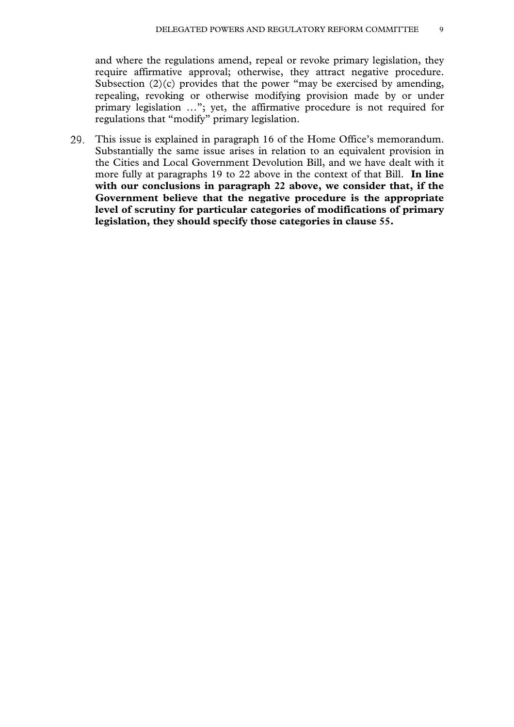and where the regulations amend, repeal or revoke primary legislation, they require affirmative approval; otherwise, they attract negative procedure. Subsection (2)(c) provides that the power "may be exercised by amending, repealing, revoking or otherwise modifying provision made by or under primary legislation …"; yet, the affirmative procedure is not required for regulations that "modify" primary legislation.

29. This issue is explained in paragraph 16 of the Home Office's memorandum. Substantially the same issue arises in relation to an equivalent provision in the Cities and Local Government Devolution Bill, and we have dealt with it more fully at paragraphs 19 to 22 above in the context of that Bill. **In line with our conclusions in paragraph 22 above, we consider that, if the Government believe that the negative procedure is the appropriate level of scrutiny for particular categories of modifications of primary legislation, they should specify those categories in clause 55.**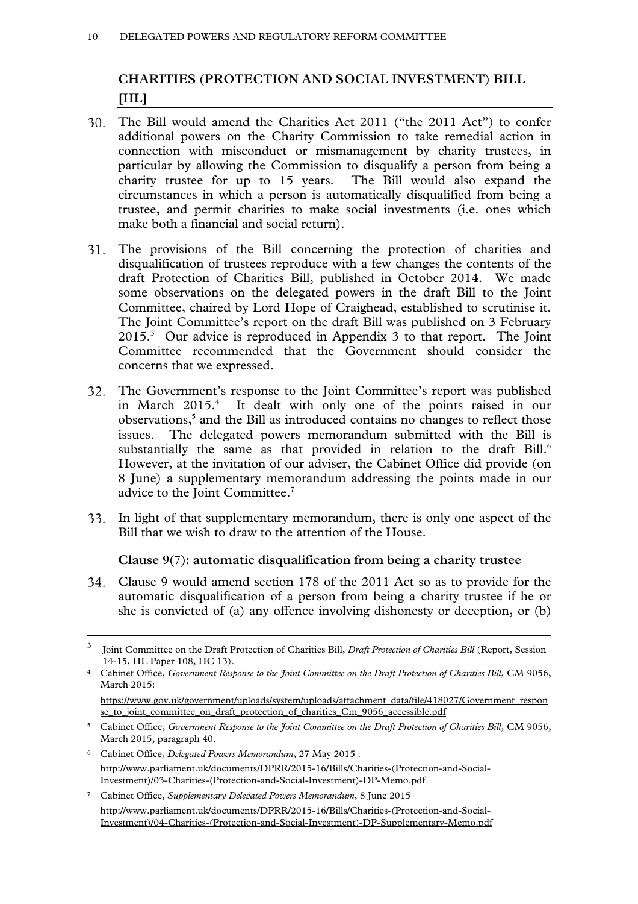## CHARITIES (PROTECTION AND SOCIAL INVESTMENT) BILL [HL]

30. The Bill would amend the Charities Act 2011 ("the 2011 Act") to confer additional powers on the Charity Commission to take remedial action in connection with misconduct or mismanagement by charity trustees, in particular by allowing the Commission to disqualify a person from being a charity trustee for up to 15 years. The Bill would also expand the circumstances in which a person is automatically disqualified from being a trustee, and permit charities to make social investments (i.e. ones which make both a financial and social return).

31. The provisions of the Bill concerning the protection of charities and disqualification of trustees reproduce with a few changes the contents of the draft Protection of Charities Bill, published in October 2014. We made some observations on the delegated powers in the draft Bill to the Joint Committee, chaired by Lord Hope of Craighead, established to scrutinise it. The Joint Committee's report on the draft Bill was published on 3 February 2015.[3] Our advice is reproduced in Appendix 3 to that report. The Joint Committee recommended that the Government should consider the concerns that we expressed.

32. The Government's response to the Joint Committee's report was published in March 2015.[4] It dealt with only one of the points raised in our observations,[5] and the Bill as introduced contains no changes to reflect those issues. The delegated powers memorandum submitted with the Bill is substantially the same as that provided in relation to the draft Bill.[6] However, at the invitation of our adviser, the Cabinet Office did provide (on 8 June) a supplementary memorandum addressing the points made in our advice to the Joint Committee.[7]

33. In light of that supplementary memorandum, there is only one aspect of the Bill that we wish to draw to the attention of the House.

### Clause 9(7): automatic disqualification from being a charity trustee

34. Clause 9 would amend section 178 of the 2011 Act so as to provide for the automatic disqualification of a person from being a charity trustee if he or she is convicted of (a) any offence involving dishonesty or deception, or (b)

---

[3] Joint Committee on the Draft Protection of Charities Bill, *Draft Protection of Charities Bill* (Report, Session 14-15, HL Paper 108, HC 13).

[4] Cabinet Office, *Government Response to the Joint Committee on the Draft Protection of Charities Bill*, CM 9056, March 2015: https://www.gov.uk/government/uploads/system/uploads/attachment_data/file/418027/Government_response_to_joint_committee_on_draft_protection_of_charities_Cm_9056_accessible.pdf

[5] Cabinet Office, *Government Response to the Joint Committee on the Draft Protection of Charities Bill*, CM 9056, March 2015, paragraph 40.

[6] Cabinet Office, *Delegated Powers Memorandum*, 27 May 2015 : http://www.parliament.uk/documents/DPRR/2015-16/Bills/Charities-(Protection-and-Social-Investment)/03-Charities-(Protection-and-Social-Investment)-DP-Memo.pdf

[7] Cabinet Office, *Supplementary Delegated Powers Memorandum*, 8 June 2015 http://www.parliament.uk/documents/DPRR/2015-16/Bills/Charities-(Protection-and-Social-Investment)/04-Charities-(Protection-and-Social-Investment)-DP-Supplementary-Memo.pdf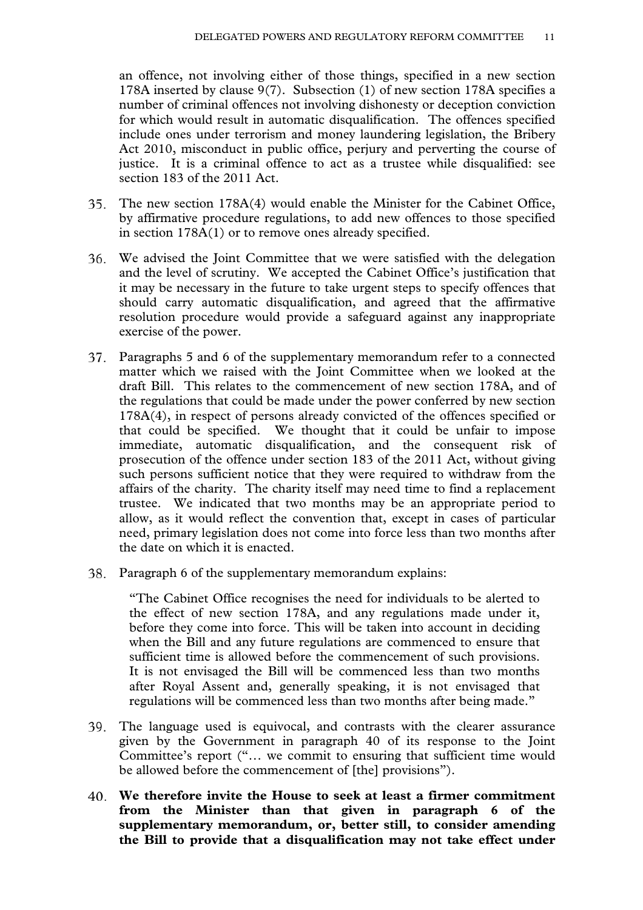an offence, not involving either of those things, specified in a new section 178A inserted by clause 9(7). Subsection (1) of new section 178A specifies a number of criminal offences not involving dishonesty or deception conviction for which would result in automatic disqualification. The offences specified include ones under terrorism and money laundering legislation, the Bribery Act 2010, misconduct in public office, perjury and perverting the course of justice. It is a criminal offence to act as a trustee while disqualified: see section 183 of the 2011 Act.

35. The new section 178A(4) would enable the Minister for the Cabinet Office, by affirmative procedure regulations, to add new offences to those specified in section 178A(1) or to remove ones already specified.

36. We advised the Joint Committee that we were satisfied with the delegation and the level of scrutiny. We accepted the Cabinet Office's justification that it may be necessary in the future to take urgent steps to specify offences that should carry automatic disqualification, and agreed that the affirmative resolution procedure would provide a safeguard against any inappropriate exercise of the power.

37. Paragraphs 5 and 6 of the supplementary memorandum refer to a connected matter which we raised with the Joint Committee when we looked at the draft Bill. This relates to the commencement of new section 178A, and of the regulations that could be made under the power conferred by new section 178A(4), in respect of persons already convicted of the offences specified or that could be specified. We thought that it could be unfair to impose immediate, automatic disqualification, and the consequent risk of prosecution of the offence under section 183 of the 2011 Act, without giving such persons sufficient notice that they were required to withdraw from the affairs of the charity. The charity itself may need time to find a replacement trustee. We indicated that two months may be an appropriate period to allow, as it would reflect the convention that, except in cases of particular need, primary legislation does not come into force less than two months after the date on which it is enacted.

38. Paragraph 6 of the supplementary memorandum explains:

> "The Cabinet Office recognises the need for individuals to be alerted to the effect of new section 178A, and any regulations made under it, before they come into force. This will be taken into account in deciding when the Bill and any future regulations are commenced to ensure that sufficient time is allowed before the commencement of such provisions. It is not envisaged the Bill will be commenced less than two months after Royal Assent and, generally speaking, it is not envisaged that regulations will be commenced less than two months after being made."

39. The language used is equivocal, and contrasts with the clearer assurance given by the Government in paragraph 40 of its response to the Joint Committee's report ("… we commit to ensuring that sufficient time would be allowed before the commencement of [the] provisions").

40. **We therefore invite the House to seek at least a firmer commitment from the Minister than that given in paragraph 6 of the supplementary memorandum, or, better still, to consider amending the Bill to provide that a disqualification may not take effect under**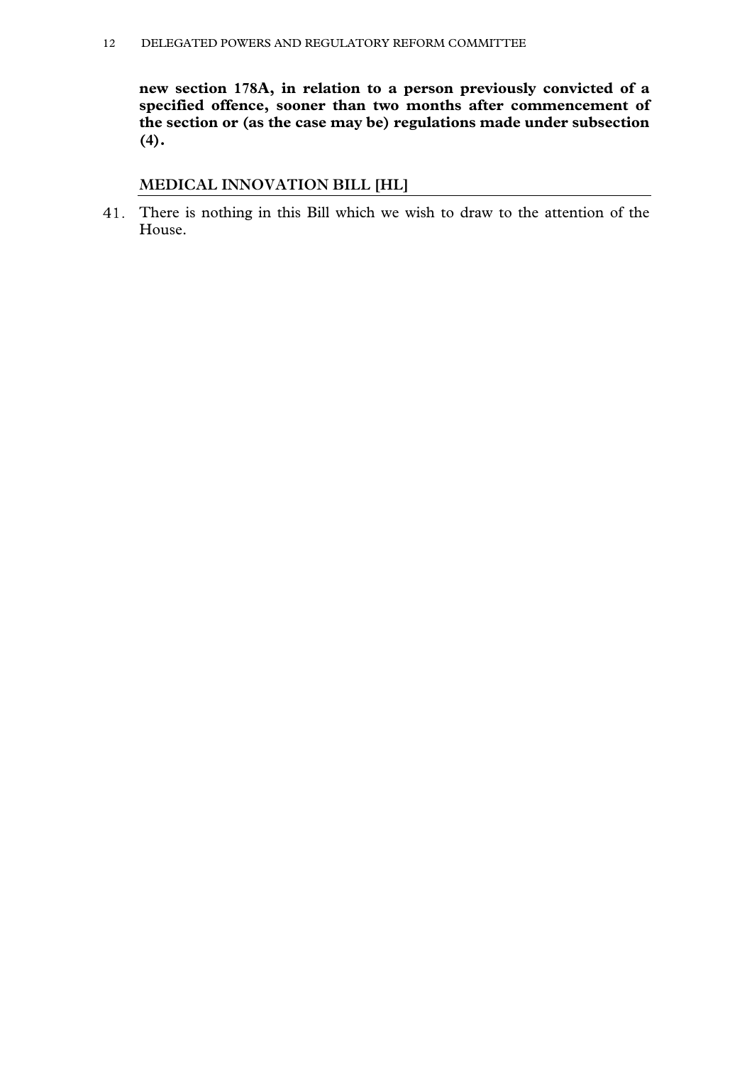**new section 178A, in relation to a person previously convicted of a specified offence, sooner than two months after commencement of the section or (as the case may be) regulations made under subsection (4).**

## MEDICAL INNOVATION BILL [HL]

41. There is nothing in this Bill which we wish to draw to the attention of the House.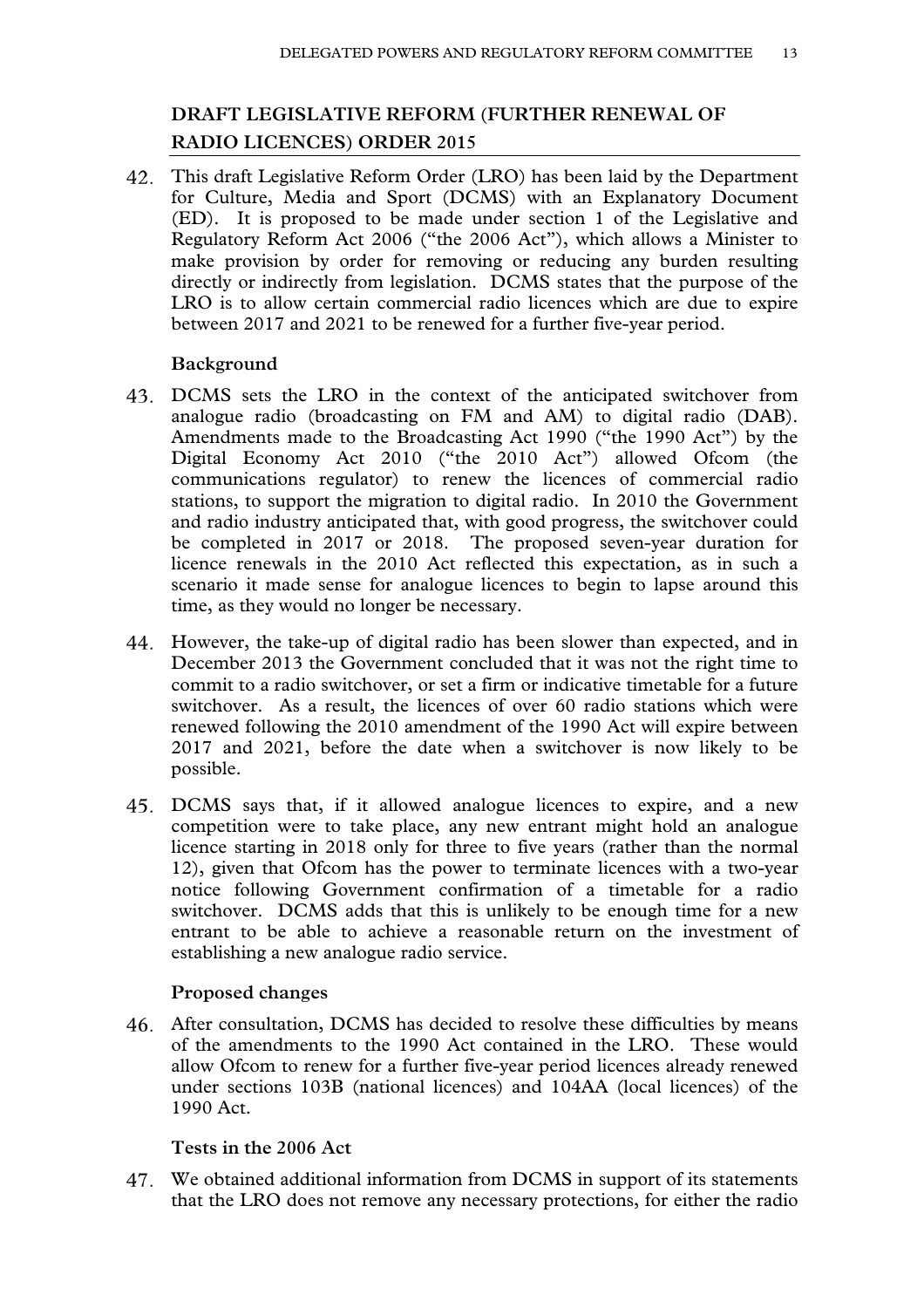## DRAFT LEGISLATIVE REFORM (FURTHER RENEWAL OF RADIO LICENCES) ORDER 2015

42. This draft Legislative Reform Order (LRO) has been laid by the Department for Culture, Media and Sport (DCMS) with an Explanatory Document (ED). It is proposed to be made under section 1 of the Legislative and Regulatory Reform Act 2006 ("the 2006 Act"), which allows a Minister to make provision by order for removing or reducing any burden resulting directly or indirectly from legislation. DCMS states that the purpose of the LRO is to allow certain commercial radio licences which are due to expire between 2017 and 2021 to be renewed for a further five-year period.

### Background

43. DCMS sets the LRO in the context of the anticipated switchover from analogue radio (broadcasting on FM and AM) to digital radio (DAB). Amendments made to the Broadcasting Act 1990 ("the 1990 Act") by the Digital Economy Act 2010 ("the 2010 Act") allowed Ofcom (the communications regulator) to renew the licences of commercial radio stations, to support the migration to digital radio. In 2010 the Government and radio industry anticipated that, with good progress, the switchover could be completed in 2017 or 2018. The proposed seven-year duration for licence renewals in the 2010 Act reflected this expectation, as in such a scenario it made sense for analogue licences to begin to lapse around this time, as they would no longer be necessary.

44. However, the take-up of digital radio has been slower than expected, and in December 2013 the Government concluded that it was not the right time to commit to a radio switchover, or set a firm or indicative timetable for a future switchover. As a result, the licences of over 60 radio stations which were renewed following the 2010 amendment of the 1990 Act will expire between 2017 and 2021, before the date when a switchover is now likely to be possible.

45. DCMS says that, if it allowed analogue licences to expire, and a new competition were to take place, any new entrant might hold an analogue licence starting in 2018 only for three to five years (rather than the normal 12), given that Ofcom has the power to terminate licences with a two-year notice following Government confirmation of a timetable for a radio switchover. DCMS adds that this is unlikely to be enough time for a new entrant to be able to achieve a reasonable return on the investment of establishing a new analogue radio service.

### Proposed changes

46. After consultation, DCMS has decided to resolve these difficulties by means of the amendments to the 1990 Act contained in the LRO. These would allow Ofcom to renew for a further five-year period licences already renewed under sections 103B (national licences) and 104AA (local licences) of the 1990 Act.

### Tests in the 2006 Act

47. We obtained additional information from DCMS in support of its statements that the LRO does not remove any necessary protections, for either the radio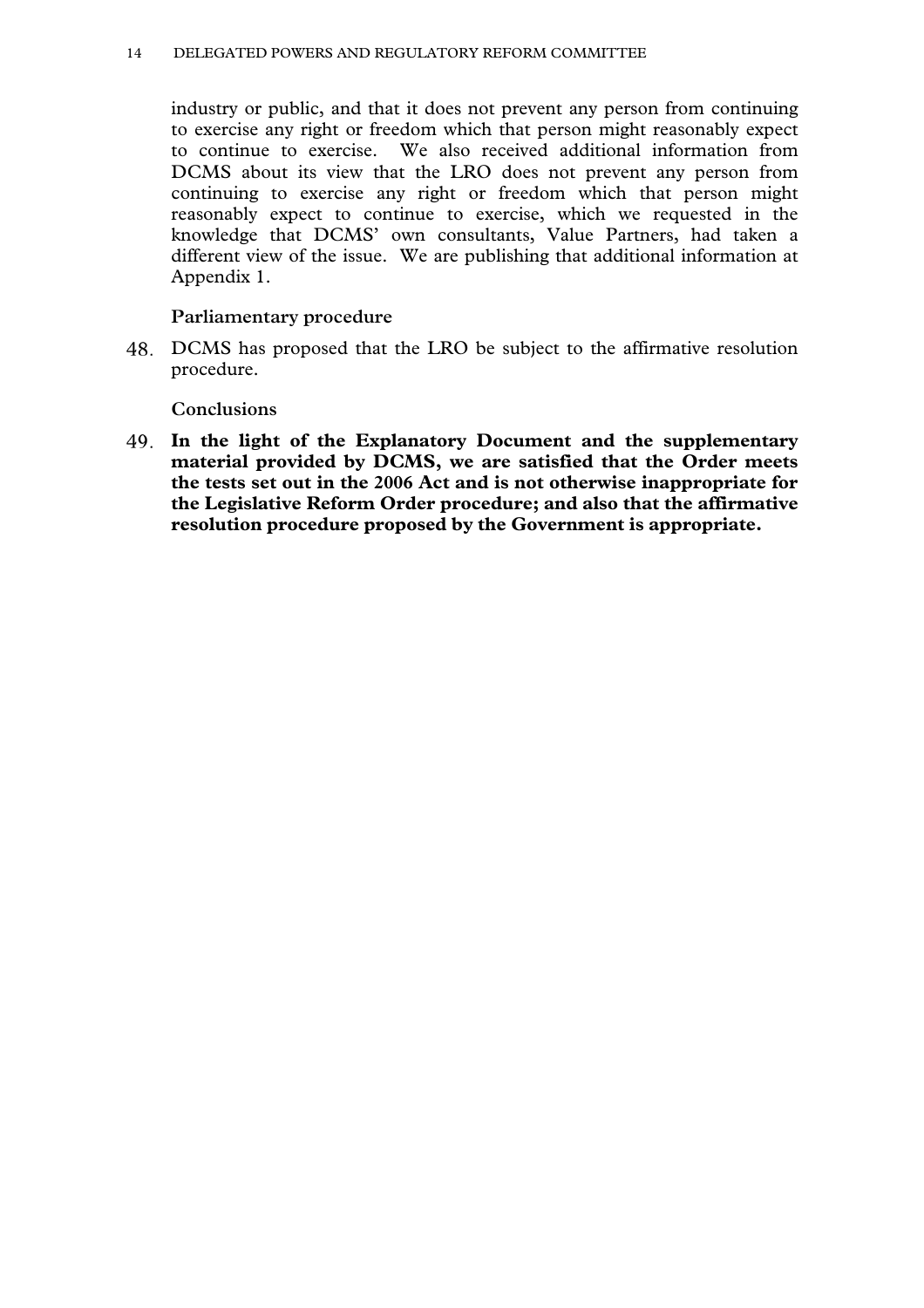industry or public, and that it does not prevent any person from continuing to exercise any right or freedom which that person might reasonably expect to continue to exercise. We also received additional information from DCMS about its view that the LRO does not prevent any person from continuing to exercise any right or freedom which that person might reasonably expect to continue to exercise, which we requested in the knowledge that DCMS' own consultants, Value Partners, had taken a different view of the issue. We are publishing that additional information at Appendix 1.

### Parliamentary procedure

48. DCMS has proposed that the LRO be subject to the affirmative resolution procedure.

### Conclusions

49. **In the light of the Explanatory Document and the supplementary material provided by DCMS, we are satisfied that the Order meets the tests set out in the 2006 Act and is not otherwise inappropriate for the Legislative Reform Order procedure; and also that the affirmative resolution procedure proposed by the Government is appropriate.**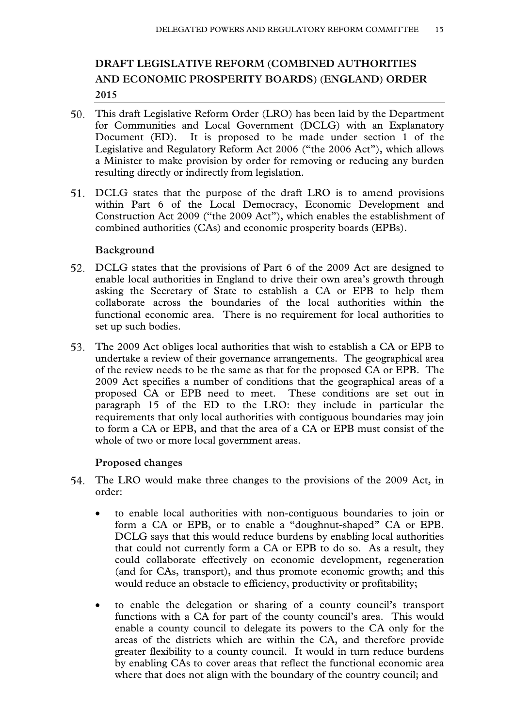## DRAFT LEGISLATIVE REFORM (COMBINED AUTHORITIES AND ECONOMIC PROSPERITY BOARDS) (ENGLAND) ORDER 2015

50. This draft Legislative Reform Order (LRO) has been laid by the Department for Communities and Local Government (DCLG) with an Explanatory Document (ED). It is proposed to be made under section 1 of the Legislative and Regulatory Reform Act 2006 ("the 2006 Act"), which allows a Minister to make provision by order for removing or reducing any burden resulting directly or indirectly from legislation.

51. DCLG states that the purpose of the draft LRO is to amend provisions within Part 6 of the Local Democracy, Economic Development and Construction Act 2009 ("the 2009 Act"), which enables the establishment of combined authorities (CAs) and economic prosperity boards (EPBs).

### Background

52. DCLG states that the provisions of Part 6 of the 2009 Act are designed to enable local authorities in England to drive their own area's growth through asking the Secretary of State to establish a CA or EPB to help them collaborate across the boundaries of the local authorities within the functional economic area. There is no requirement for local authorities to set up such bodies.

53. The 2009 Act obliges local authorities that wish to establish a CA or EPB to undertake a review of their governance arrangements. The geographical area of the review needs to be the same as that for the proposed CA or EPB. The 2009 Act specifies a number of conditions that the geographical areas of a proposed CA or EPB need to meet. These conditions are set out in paragraph 15 of the ED to the LRO: they include in particular the requirements that only local authorities with contiguous boundaries may join to form a CA or EPB, and that the area of a CA or EPB must consist of the whole of two or more local government areas.

### Proposed changes

54. The LRO would make three changes to the provisions of the 2009 Act, in order:

- to enable local authorities with non-contiguous boundaries to join or form a CA or EPB, or to enable a "doughnut-shaped" CA or EPB. DCLG says that this would reduce burdens by enabling local authorities that could not currently form a CA or EPB to do so. As a result, they could collaborate effectively on economic development, regeneration (and for CAs, transport), and thus promote economic growth; and this would reduce an obstacle to efficiency, productivity or profitability;
- to enable the delegation or sharing of a county council's transport functions with a CA for part of the county council's area. This would enable a county council to delegate its powers to the CA only for the areas of the districts which are within the CA, and therefore provide greater flexibility to a county council. It would in turn reduce burdens by enabling CAs to cover areas that reflect the functional economic area where that does not align with the boundary of the country council; and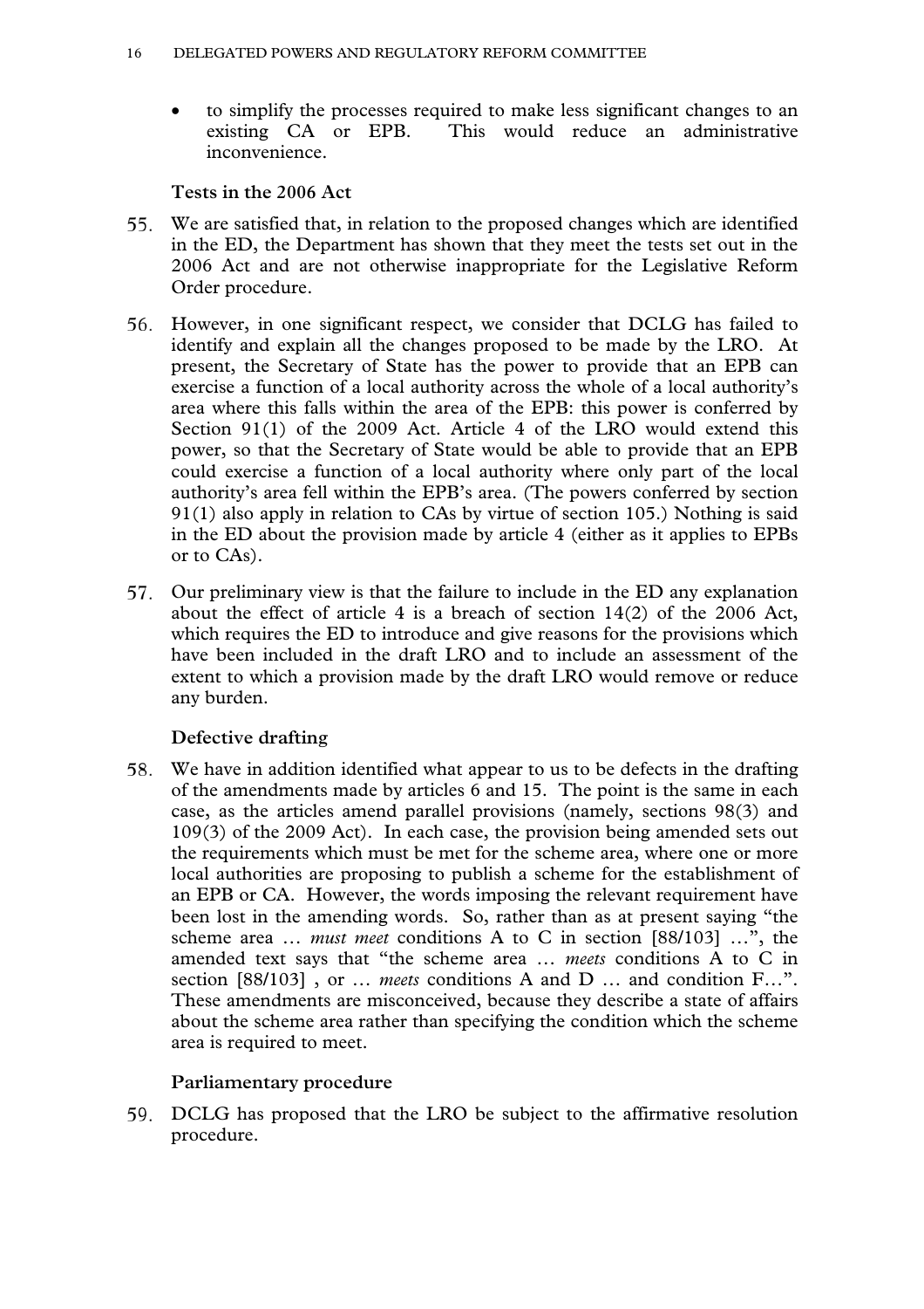- to simplify the processes required to make less significant changes to an existing CA or EPB. This would reduce an administrative inconvenience.

### Tests in the 2006 Act

55. We are satisfied that, in relation to the proposed changes which are identified in the ED, the Department has shown that they meet the tests set out in the 2006 Act and are not otherwise inappropriate for the Legislative Reform Order procedure.

56. However, in one significant respect, we consider that DCLG has failed to identify and explain all the changes proposed to be made by the LRO. At present, the Secretary of State has the power to provide that an EPB can exercise a function of a local authority across the whole of a local authority's area where this falls within the area of the EPB: this power is conferred by Section 91(1) of the 2009 Act. Article 4 of the LRO would extend this power, so that the Secretary of State would be able to provide that an EPB could exercise a function of a local authority where only part of the local authority's area fell within the EPB's area. (The powers conferred by section 91(1) also apply in relation to CAs by virtue of section 105.) Nothing is said in the ED about the provision made by article 4 (either as it applies to EPBs or to CAs).

57. Our preliminary view is that the failure to include in the ED any explanation about the effect of article 4 is a breach of section 14(2) of the 2006 Act, which requires the ED to introduce and give reasons for the provisions which have been included in the draft LRO and to include an assessment of the extent to which a provision made by the draft LRO would remove or reduce any burden.

### Defective drafting

58. We have in addition identified what appear to us to be defects in the drafting of the amendments made by articles 6 and 15. The point is the same in each case, as the articles amend parallel provisions (namely, sections 98(3) and 109(3) of the 2009 Act). In each case, the provision being amended sets out the requirements which must be met for the scheme area, where one or more local authorities are proposing to publish a scheme for the establishment of an EPB or CA. However, the words imposing the relevant requirement have been lost in the amending words. So, rather than as at present saying "the scheme area … *must meet* conditions A to C in section [88/103] …", the amended text says that "the scheme area … *meets* conditions A to C in section [88/103] , or … *meets* conditions A and D … and condition F…". These amendments are misconceived, because they describe a state of affairs about the scheme area rather than specifying the condition which the scheme area is required to meet.

### Parliamentary procedure

59. DCLG has proposed that the LRO be subject to the affirmative resolution procedure.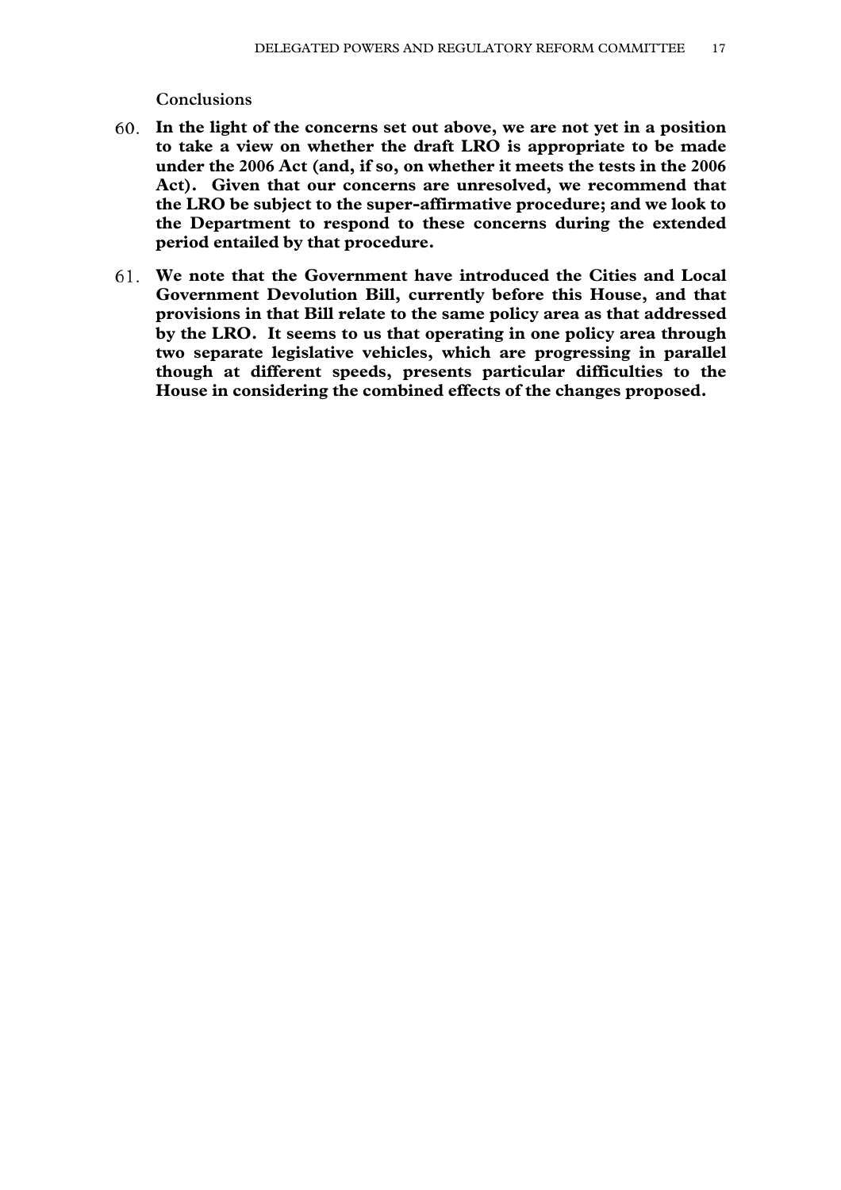Conclusions

60. **In the light of the concerns set out above, we are not yet in a position to take a view on whether the draft LRO is appropriate to be made under the 2006 Act (and, if so, on whether it meets the tests in the 2006 Act). Given that our concerns are unresolved, we recommend that the LRO be subject to the super-affirmative procedure; and we look to the Department to respond to these concerns during the extended period entailed by that procedure.**

61. **We note that the Government have introduced the Cities and Local Government Devolution Bill, currently before this House, and that provisions in that Bill relate to the same policy area as that addressed by the LRO. It seems to us that operating in one policy area through two separate legislative vehicles, which are progressing in parallel though at different speeds, presents particular difficulties to the House in considering the combined effects of the changes proposed.**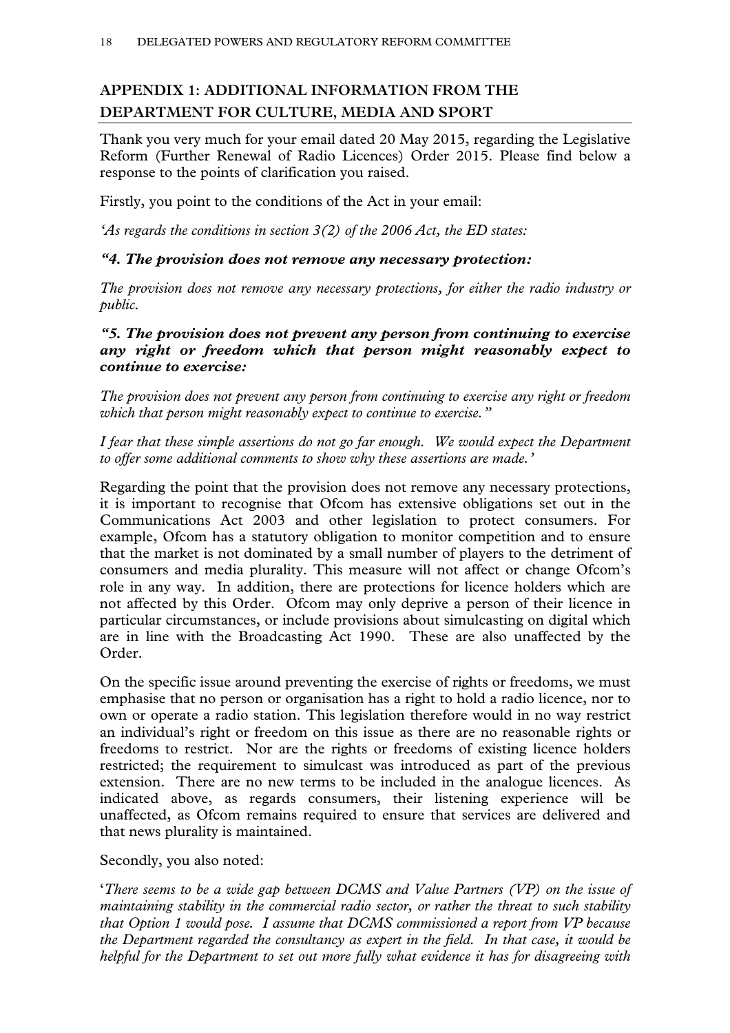## APPENDIX 1: ADDITIONAL INFORMATION FROM THE DEPARTMENT FOR CULTURE, MEDIA AND SPORT

Thank you very much for your email dated 20 May 2015, regarding the Legislative Reform (Further Renewal of Radio Licences) Order 2015. Please find below a response to the points of clarification you raised.

Firstly, you point to the conditions of the Act in your email:

*'As regards the conditions in section 3(2) of the 2006 Act, the ED states:*

***"4. The provision does not remove any necessary protection:***

*The provision does not remove any necessary protections, for either the radio industry or public.*

***"5. The provision does not prevent any person from continuing to exercise any right or freedom which that person might reasonably expect to continue to exercise:***

*The provision does not prevent any person from continuing to exercise any right or freedom which that person might reasonably expect to continue to exercise."*

*I fear that these simple assertions do not go far enough. We would expect the Department to offer some additional comments to show why these assertions are made.'*

Regarding the point that the provision does not remove any necessary protections, it is important to recognise that Ofcom has extensive obligations set out in the Communications Act 2003 and other legislation to protect consumers. For example, Ofcom has a statutory obligation to monitor competition and to ensure that the market is not dominated by a small number of players to the detriment of consumers and media plurality. This measure will not affect or change Ofcom's role in any way. In addition, there are protections for licence holders which are not affected by this Order. Ofcom may only deprive a person of their licence in particular circumstances, or include provisions about simulcasting on digital which are in line with the Broadcasting Act 1990. These are also unaffected by the Order.

On the specific issue around preventing the exercise of rights or freedoms, we must emphasise that no person or organisation has a right to hold a radio licence, nor to own or operate a radio station. This legislation therefore would in no way restrict an individual's right or freedom on this issue as there are no reasonable rights or freedoms to restrict. Nor are the rights or freedoms of existing licence holders restricted; the requirement to simulcast was introduced as part of the previous extension. There are no new terms to be included in the analogue licences. As indicated above, as regards consumers, their listening experience will be unaffected, as Ofcom remains required to ensure that services are delivered and that news plurality is maintained.

Secondly, you also noted:

'*There seems to be a wide gap between DCMS and Value Partners (VP) on the issue of maintaining stability in the commercial radio sector, or rather the threat to such stability that Option 1 would pose. I assume that DCMS commissioned a report from VP because the Department regarded the consultancy as expert in the field. In that case, it would be helpful for the Department to set out more fully what evidence it has for disagreeing with*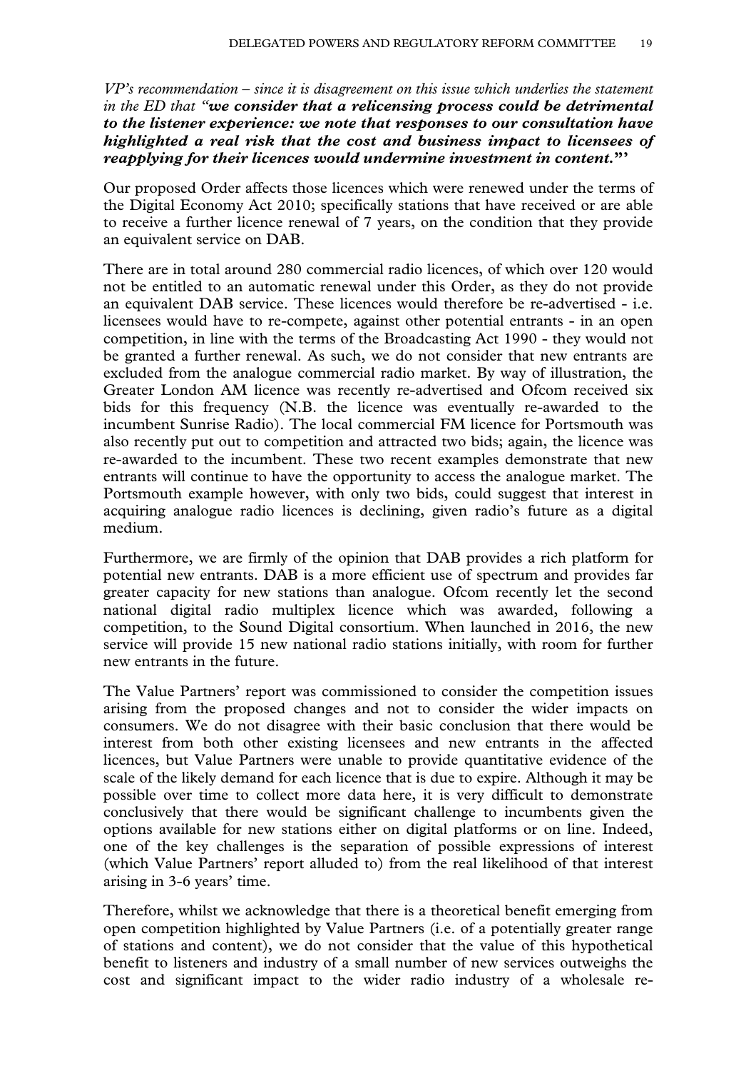*VP's recommendation – since it is disagreement on this issue which underlies the statement in the ED that "**we consider that a relicensing process could be detrimental to the listener experience: we note that responses to our consultation have highlighted a real risk that the cost and business impact to licensees of reapplying for their licences would undermine investment in content.**"'*

Our proposed Order affects those licences which were renewed under the terms of the Digital Economy Act 2010; specifically stations that have received or are able to receive a further licence renewal of 7 years, on the condition that they provide an equivalent service on DAB.

There are in total around 280 commercial radio licences, of which over 120 would not be entitled to an automatic renewal under this Order, as they do not provide an equivalent DAB service. These licences would therefore be re-advertised - i.e. licensees would have to re-compete, against other potential entrants - in an open competition, in line with the terms of the Broadcasting Act 1990 - they would not be granted a further renewal. As such, we do not consider that new entrants are excluded from the analogue commercial radio market. By way of illustration, the Greater London AM licence was recently re-advertised and Ofcom received six bids for this frequency (N.B. the licence was eventually re-awarded to the incumbent Sunrise Radio). The local commercial FM licence for Portsmouth was also recently put out to competition and attracted two bids; again, the licence was re-awarded to the incumbent. These two recent examples demonstrate that new entrants will continue to have the opportunity to access the analogue market. The Portsmouth example however, with only two bids, could suggest that interest in acquiring analogue radio licences is declining, given radio's future as a digital medium.

Furthermore, we are firmly of the opinion that DAB provides a rich platform for potential new entrants. DAB is a more efficient use of spectrum and provides far greater capacity for new stations than analogue. Ofcom recently let the second national digital radio multiplex licence which was awarded, following a competition, to the Sound Digital consortium. When launched in 2016, the new service will provide 15 new national radio stations initially, with room for further new entrants in the future.

The Value Partners' report was commissioned to consider the competition issues arising from the proposed changes and not to consider the wider impacts on consumers. We do not disagree with their basic conclusion that there would be interest from both other existing licensees and new entrants in the affected licences, but Value Partners were unable to provide quantitative evidence of the scale of the likely demand for each licence that is due to expire. Although it may be possible over time to collect more data here, it is very difficult to demonstrate conclusively that there would be significant challenge to incumbents given the options available for new stations either on digital platforms or on line. Indeed, one of the key challenges is the separation of possible expressions of interest (which Value Partners' report alluded to) from the real likelihood of that interest arising in 3-6 years' time.

Therefore, whilst we acknowledge that there is a theoretical benefit emerging from open competition highlighted by Value Partners (i.e. of a potentially greater range of stations and content), we do not consider that the value of this hypothetical benefit to listeners and industry of a small number of new services outweighs the cost and significant impact to the wider radio industry of a wholesale re-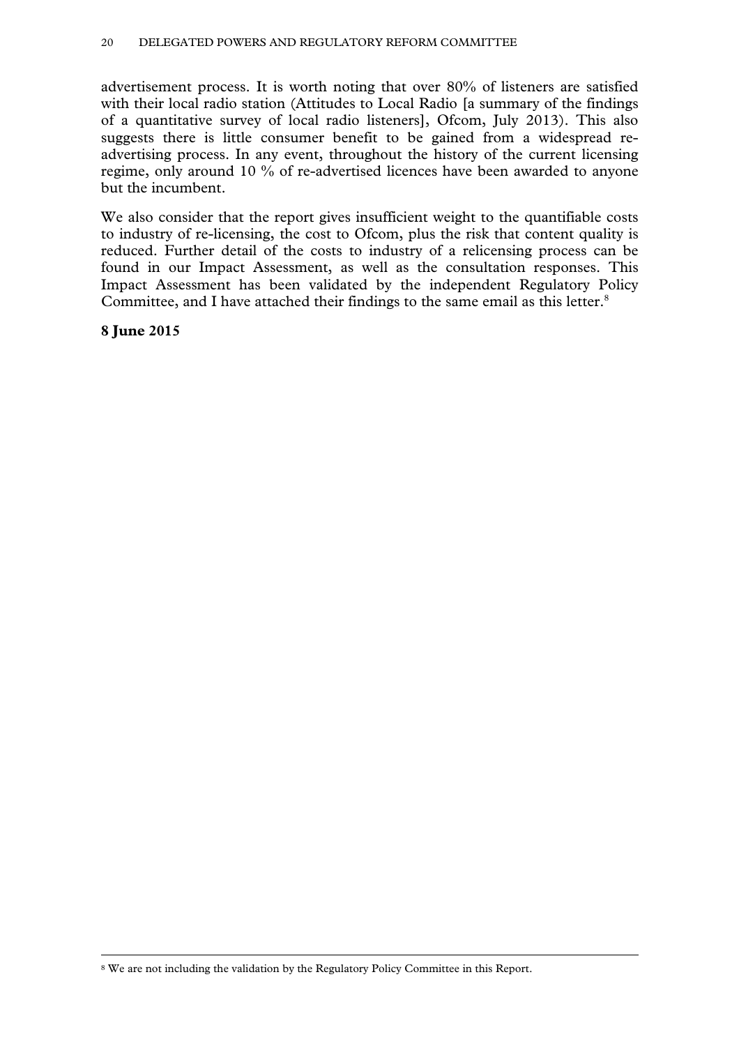advertisement process. It is worth noting that over 80% of listeners are satisfied with their local radio station (Attitudes to Local Radio [a summary of the findings of a quantitative survey of local radio listeners], Ofcom, July 2013). This also suggests there is little consumer benefit to be gained from a widespread re-advertising process. In any event, throughout the history of the current licensing regime, only around 10 % of re-advertised licences have been awarded to anyone but the incumbent.

We also consider that the report gives insufficient weight to the quantifiable costs to industry of re-licensing, the cost to Ofcom, plus the risk that content quality is reduced. Further detail of the costs to industry of a relicensing process can be found in our Impact Assessment, as well as the consultation responses. This Impact Assessment has been validated by the independent Regulatory Policy Committee, and I have attached their findings to the same email as this letter.[8]

**8 June 2015**

---

[8] We are not including the validation by the Regulatory Policy Committee in this Report.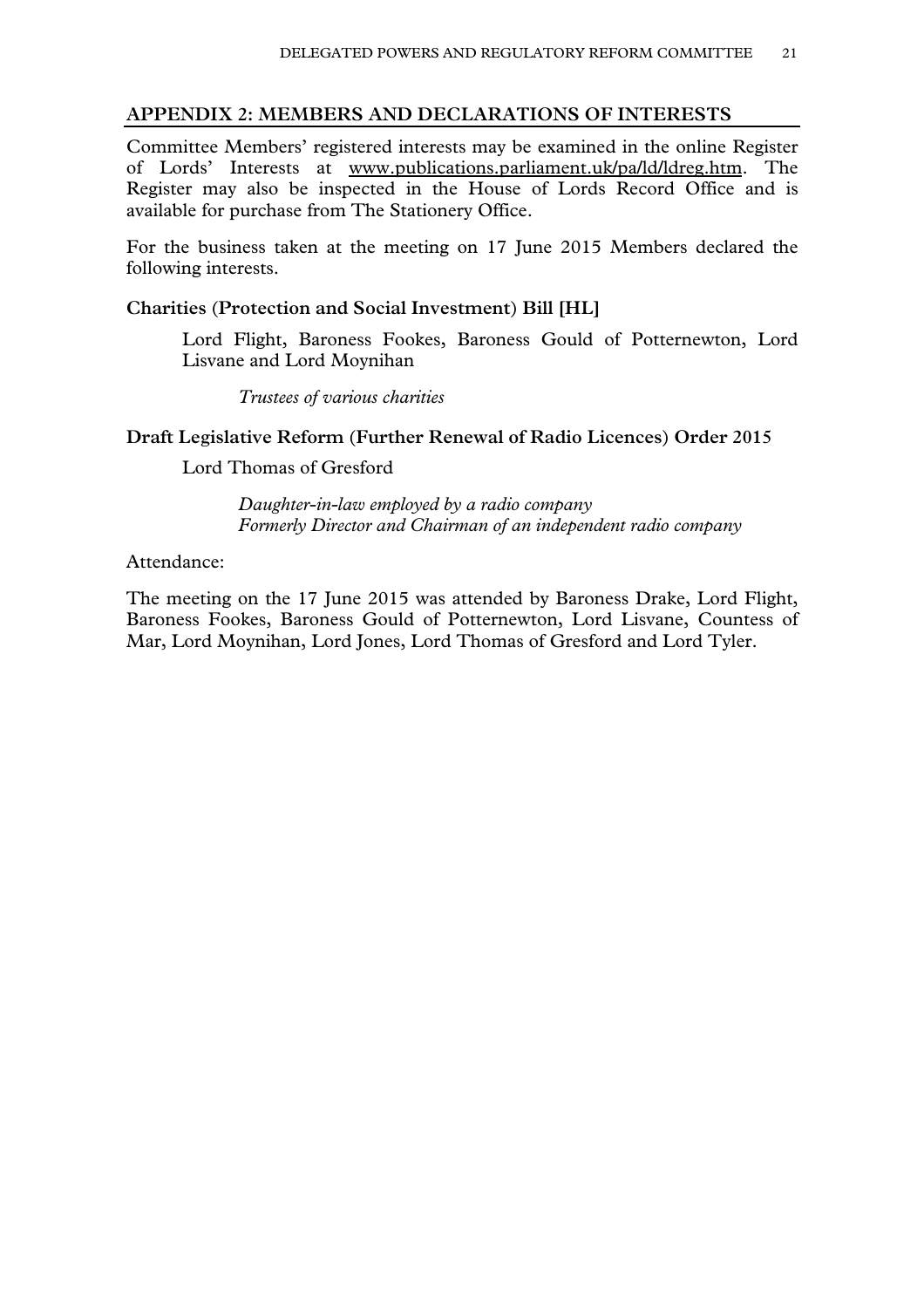## APPENDIX 2: MEMBERS AND DECLARATIONS OF INTERESTS

Committee Members' registered interests may be examined in the online Register of Lords' Interests at www.publications.parliament.uk/pa/ld/ldreg.htm. The Register may also be inspected in the House of Lords Record Office and is available for purchase from The Stationery Office.

For the business taken at the meeting on 17 June 2015 Members declared the following interests.

### Charities (Protection and Social Investment) Bill [HL]

Lord Flight, Baroness Fookes, Baroness Gould of Potternewton, Lord Lisvane and Lord Moynihan

*Trustees of various charities*

### Draft Legislative Reform (Further Renewal of Radio Licences) Order 2015

Lord Thomas of Gresford

*Daughter-in-law employed by a radio company*
*Formerly Director and Chairman of an independent radio company*

Attendance:

The meeting on the 17 June 2015 was attended by Baroness Drake, Lord Flight, Baroness Fookes, Baroness Gould of Potternewton, Lord Lisvane, Countess of Mar, Lord Moynihan, Lord Jones, Lord Thomas of Gresford and Lord Tyler.